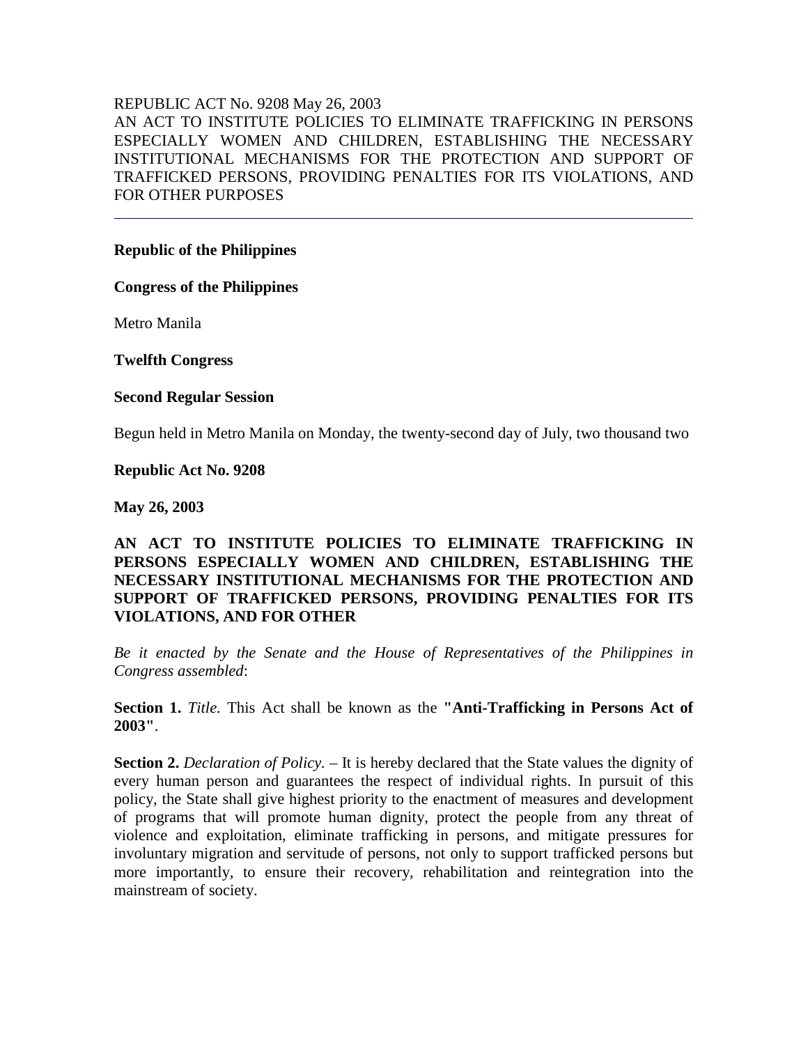REPUBLIC ACT No. 9208 May 26, 2003

AN ACT TO INSTITUTE POLICIES TO ELIMINATE TRAFFICKING IN PERSONS ESPECIALLY WOMEN AND CHILDREN, ESTABLISHING THE NECESSARY INSTITUTIONAL MECHANISMS FOR THE PROTECTION AND SUPPORT OF TRAFFICKED PERSONS, PROVIDING PENALTIES FOR ITS VIOLATIONS, AND FOR OTHER PURPOSES

---

**Republic of the Philippines**

**Congress of the Philippines**

Metro Manila

**Twelfth Congress**

**Second Regular Session**

Begun held in Metro Manila on Monday, the twenty-second day of July, two thousand two

**Republic Act No. 9208**

**May 26, 2003**

**AN ACT TO INSTITUTE POLICIES TO ELIMINATE TRAFFICKING IN PERSONS ESPECIALLY WOMEN AND CHILDREN, ESTABLISHING THE NECESSARY INSTITUTIONAL MECHANISMS FOR THE PROTECTION AND SUPPORT OF TRAFFICKED PERSONS, PROVIDING PENALTIES FOR ITS VIOLATIONS, AND FOR OTHER**

*Be it enacted by the Senate and the House of Representatives of the Philippines in Congress assembled*:

**Section 1.** *Title.* This Act shall be known as the **"Anti-Trafficking in Persons Act of 2003"**.

**Section 2.** *Declaration of Policy.* – It is hereby declared that the State values the dignity of every human person and guarantees the respect of individual rights. In pursuit of this policy, the State shall give highest priority to the enactment of measures and development of programs that will promote human dignity, protect the people from any threat of violence and exploitation, eliminate trafficking in persons, and mitigate pressures for involuntary migration and servitude of persons, not only to support trafficked persons but more importantly, to ensure their recovery, rehabilitation and reintegration into the mainstream of society.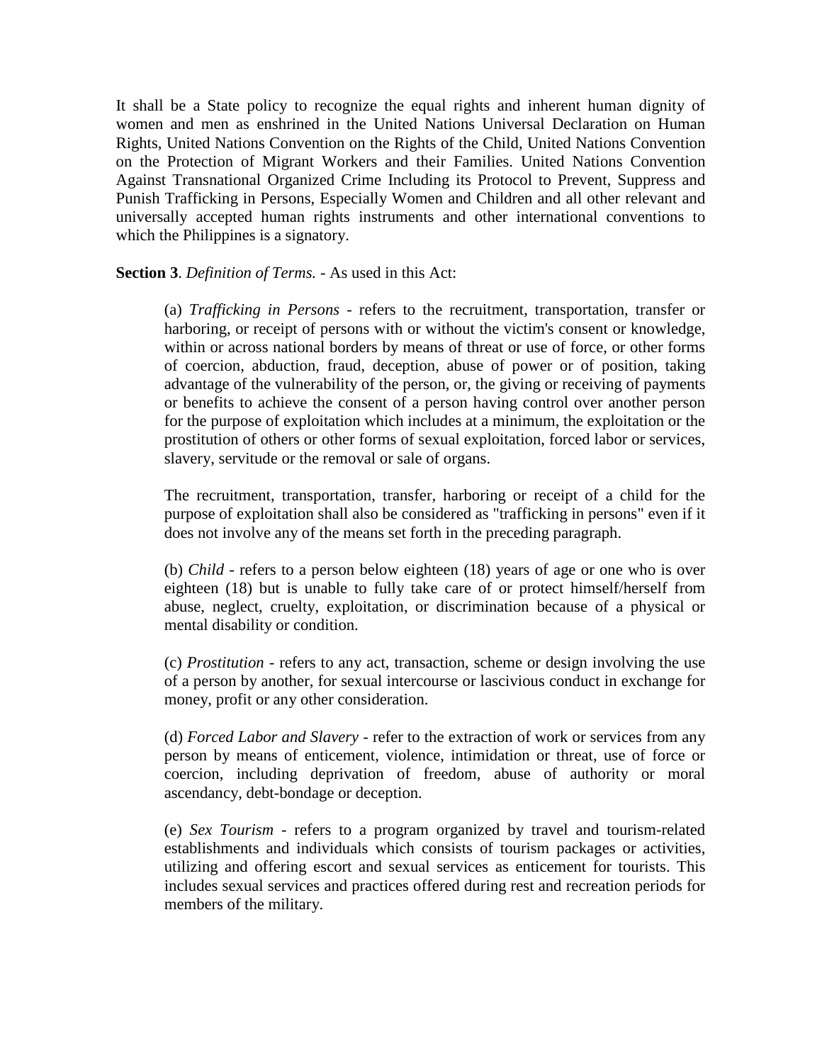It shall be a State policy to recognize the equal rights and inherent human dignity of women and men as enshrined in the United Nations Universal Declaration on Human Rights, United Nations Convention on the Rights of the Child, United Nations Convention on the Protection of Migrant Workers and their Families. United Nations Convention Against Transnational Organized Crime Including its Protocol to Prevent, Suppress and Punish Trafficking in Persons, Especially Women and Children and all other relevant and universally accepted human rights instruments and other international conventions to which the Philippines is a signatory.

**Section 3**. *Definition of Terms.* - As used in this Act:

> (a) *Trafficking in Persons* - refers to the recruitment, transportation, transfer or harboring, or receipt of persons with or without the victim's consent or knowledge, within or across national borders by means of threat or use of force, or other forms of coercion, abduction, fraud, deception, abuse of power or of position, taking advantage of the vulnerability of the person, or, the giving or receiving of payments or benefits to achieve the consent of a person having control over another person for the purpose of exploitation which includes at a minimum, the exploitation or the prostitution of others or other forms of sexual exploitation, forced labor or services, slavery, servitude or the removal or sale of organs.
>
> The recruitment, transportation, transfer, harboring or receipt of a child for the purpose of exploitation shall also be considered as "trafficking in persons" even if it does not involve any of the means set forth in the preceding paragraph.
>
> (b) *Child* - refers to a person below eighteen (18) years of age or one who is over eighteen (18) but is unable to fully take care of or protect himself/herself from abuse, neglect, cruelty, exploitation, or discrimination because of a physical or mental disability or condition.
>
> (c) *Prostitution* - refers to any act, transaction, scheme or design involving the use of a person by another, for sexual intercourse or lascivious conduct in exchange for money, profit or any other consideration.
>
> (d) *Forced Labor and Slavery* - refer to the extraction of work or services from any person by means of enticement, violence, intimidation or threat, use of force or coercion, including deprivation of freedom, abuse of authority or moral ascendancy, debt-bondage or deception.
>
> (e) *Sex Tourism* - refers to a program organized by travel and tourism-related establishments and individuals which consists of tourism packages or activities, utilizing and offering escort and sexual services as enticement for tourists. This includes sexual services and practices offered during rest and recreation periods for members of the military.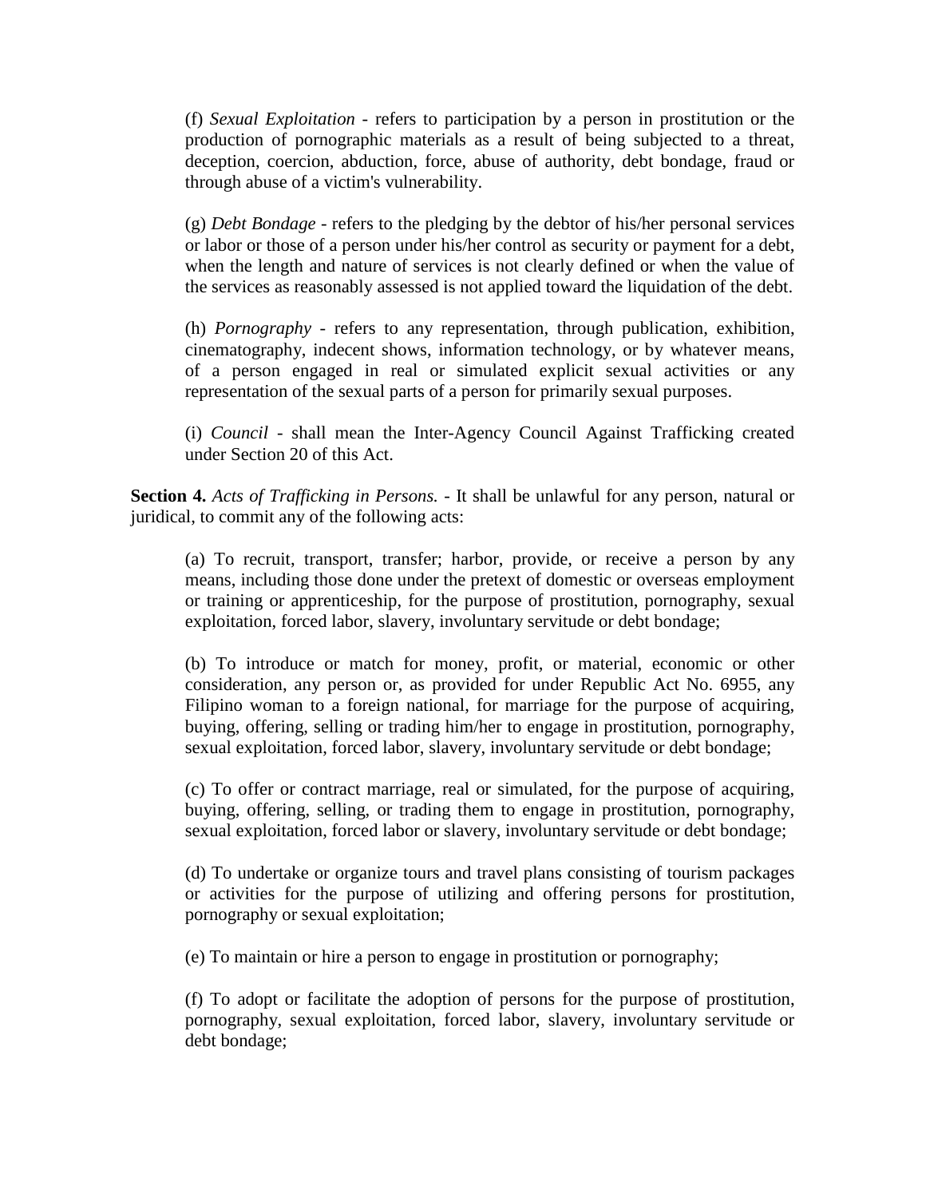(f) *Sexual Exploitation* - refers to participation by a person in prostitution or the production of pornographic materials as a result of being subjected to a threat, deception, coercion, abduction, force, abuse of authority, debt bondage, fraud or through abuse of a victim's vulnerability.

(g) *Debt Bondage* - refers to the pledging by the debtor of his/her personal services or labor or those of a person under his/her control as security or payment for a debt, when the length and nature of services is not clearly defined or when the value of the services as reasonably assessed is not applied toward the liquidation of the debt.

(h) *Pornography* - refers to any representation, through publication, exhibition, cinematography, indecent shows, information technology, or by whatever means, of a person engaged in real or simulated explicit sexual activities or any representation of the sexual parts of a person for primarily sexual purposes.

(i) *Council* - shall mean the Inter-Agency Council Against Trafficking created under Section 20 of this Act.

**Section 4.** *Acts of Trafficking in Persons.* - It shall be unlawful for any person, natural or juridical, to commit any of the following acts:

(a) To recruit, transport, transfer; harbor, provide, or receive a person by any means, including those done under the pretext of domestic or overseas employment or training or apprenticeship, for the purpose of prostitution, pornography, sexual exploitation, forced labor, slavery, involuntary servitude or debt bondage;

(b) To introduce or match for money, profit, or material, economic or other consideration, any person or, as provided for under Republic Act No. 6955, any Filipino woman to a foreign national, for marriage for the purpose of acquiring, buying, offering, selling or trading him/her to engage in prostitution, pornography, sexual exploitation, forced labor, slavery, involuntary servitude or debt bondage;

(c) To offer or contract marriage, real or simulated, for the purpose of acquiring, buying, offering, selling, or trading them to engage in prostitution, pornography, sexual exploitation, forced labor or slavery, involuntary servitude or debt bondage;

(d) To undertake or organize tours and travel plans consisting of tourism packages or activities for the purpose of utilizing and offering persons for prostitution, pornography or sexual exploitation;

(e) To maintain or hire a person to engage in prostitution or pornography;

(f) To adopt or facilitate the adoption of persons for the purpose of prostitution, pornography, sexual exploitation, forced labor, slavery, involuntary servitude or debt bondage;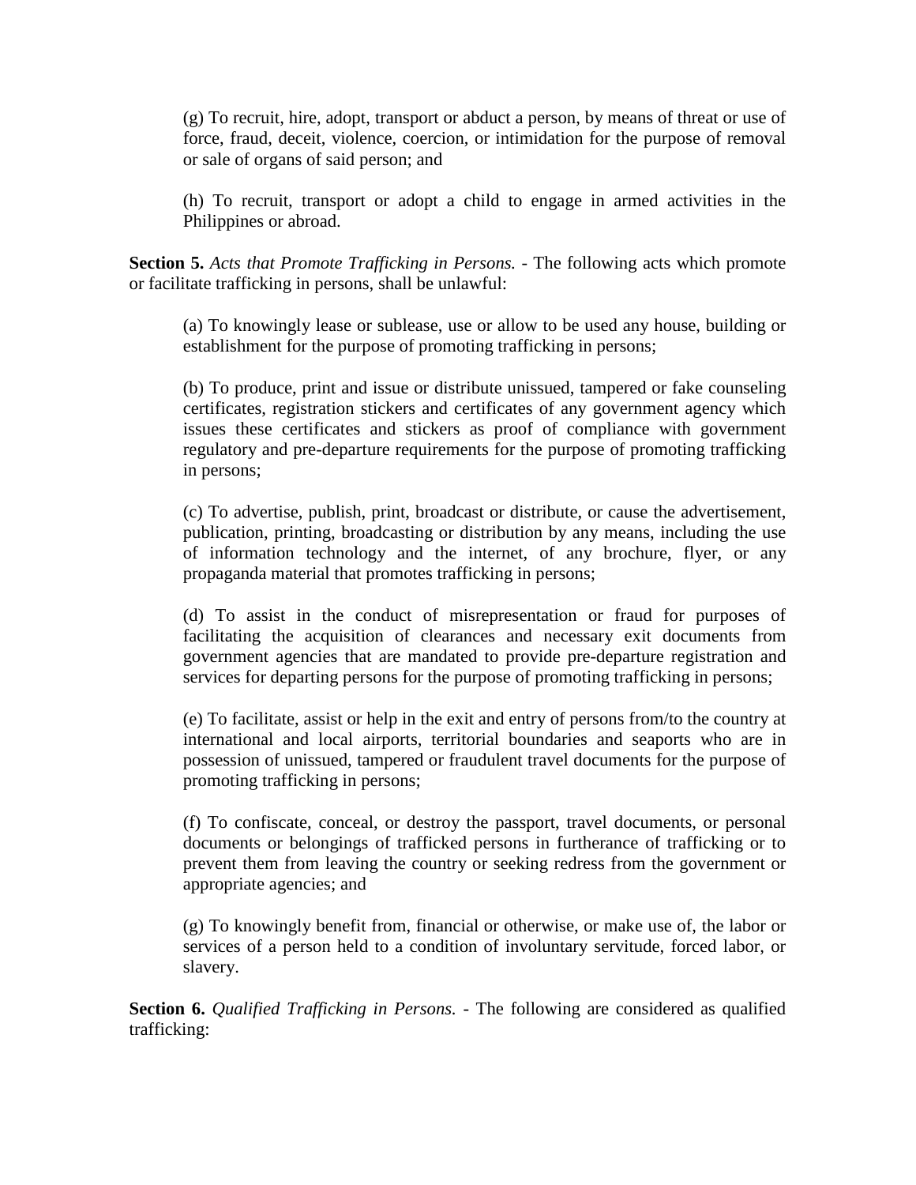(g) To recruit, hire, adopt, transport or abduct a person, by means of threat or use of force, fraud, deceit, violence, coercion, or intimidation for the purpose of removal or sale of organs of said person; and

(h) To recruit, transport or adopt a child to engage in armed activities in the Philippines or abroad.

**Section 5.** *Acts that Promote Trafficking in Persons.* - The following acts which promote or facilitate trafficking in persons, shall be unlawful:

(a) To knowingly lease or sublease, use or allow to be used any house, building or establishment for the purpose of promoting trafficking in persons;

(b) To produce, print and issue or distribute unissued, tampered or fake counseling certificates, registration stickers and certificates of any government agency which issues these certificates and stickers as proof of compliance with government regulatory and pre-departure requirements for the purpose of promoting trafficking in persons;

(c) To advertise, publish, print, broadcast or distribute, or cause the advertisement, publication, printing, broadcasting or distribution by any means, including the use of information technology and the internet, of any brochure, flyer, or any propaganda material that promotes trafficking in persons;

(d) To assist in the conduct of misrepresentation or fraud for purposes of facilitating the acquisition of clearances and necessary exit documents from government agencies that are mandated to provide pre-departure registration and services for departing persons for the purpose of promoting trafficking in persons;

(e) To facilitate, assist or help in the exit and entry of persons from/to the country at international and local airports, territorial boundaries and seaports who are in possession of unissued, tampered or fraudulent travel documents for the purpose of promoting trafficking in persons;

(f) To confiscate, conceal, or destroy the passport, travel documents, or personal documents or belongings of trafficked persons in furtherance of trafficking or to prevent them from leaving the country or seeking redress from the government or appropriate agencies; and

(g) To knowingly benefit from, financial or otherwise, or make use of, the labor or services of a person held to a condition of involuntary servitude, forced labor, or slavery.

**Section 6.** *Qualified Trafficking in Persons.* - The following are considered as qualified trafficking: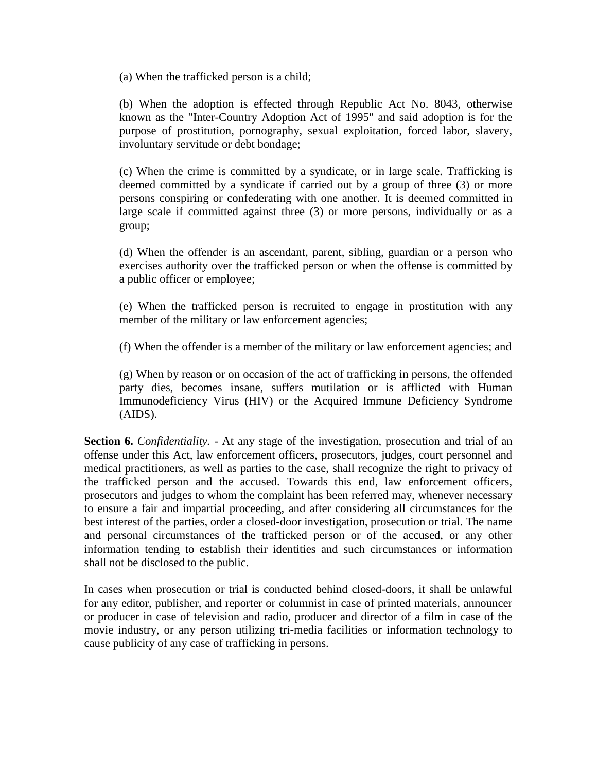(a) When the trafficked person is a child;

(b) When the adoption is effected through Republic Act No. 8043, otherwise known as the "Inter-Country Adoption Act of 1995" and said adoption is for the purpose of prostitution, pornography, sexual exploitation, forced labor, slavery, involuntary servitude or debt bondage;

(c) When the crime is committed by a syndicate, or in large scale. Trafficking is deemed committed by a syndicate if carried out by a group of three (3) or more persons conspiring or confederating with one another. It is deemed committed in large scale if committed against three (3) or more persons, individually or as a group;

(d) When the offender is an ascendant, parent, sibling, guardian or a person who exercises authority over the trafficked person or when the offense is committed by a public officer or employee;

(e) When the trafficked person is recruited to engage in prostitution with any member of the military or law enforcement agencies;

(f) When the offender is a member of the military or law enforcement agencies; and

(g) When by reason or on occasion of the act of trafficking in persons, the offended party dies, becomes insane, suffers mutilation or is afflicted with Human Immunodeficiency Virus (HIV) or the Acquired Immune Deficiency Syndrome (AIDS).

**Section 6.** *Confidentiality.* - At any stage of the investigation, prosecution and trial of an offense under this Act, law enforcement officers, prosecutors, judges, court personnel and medical practitioners, as well as parties to the case, shall recognize the right to privacy of the trafficked person and the accused. Towards this end, law enforcement officers, prosecutors and judges to whom the complaint has been referred may, whenever necessary to ensure a fair and impartial proceeding, and after considering all circumstances for the best interest of the parties, order a closed-door investigation, prosecution or trial. The name and personal circumstances of the trafficked person or of the accused, or any other information tending to establish their identities and such circumstances or information shall not be disclosed to the public.

In cases when prosecution or trial is conducted behind closed-doors, it shall be unlawful for any editor, publisher, and reporter or columnist in case of printed materials, announcer or producer in case of television and radio, producer and director of a film in case of the movie industry, or any person utilizing tri-media facilities or information technology to cause publicity of any case of trafficking in persons.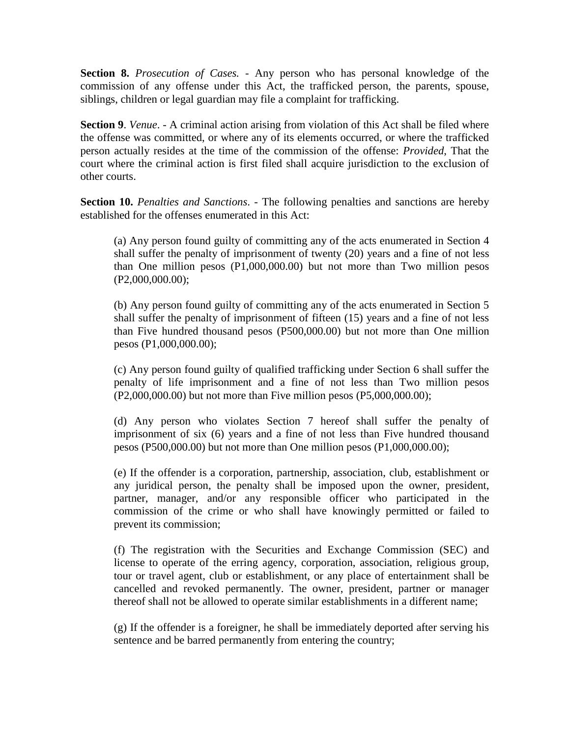**Section 8.** *Prosecution of Cases.* - Any person who has personal knowledge of the commission of any offense under this Act, the trafficked person, the parents, spouse, siblings, children or legal guardian may file a complaint for trafficking.

**Section 9**. *Venue*. - A criminal action arising from violation of this Act shall be filed where the offense was committed, or where any of its elements occurred, or where the trafficked person actually resides at the time of the commission of the offense: *Provided*, That the court where the criminal action is first filed shall acquire jurisdiction to the exclusion of other courts.

**Section 10.** *Penalties and Sanctions*. - The following penalties and sanctions are hereby established for the offenses enumerated in this Act:

> (a) Any person found guilty of committing any of the acts enumerated in Section 4 shall suffer the penalty of imprisonment of twenty (20) years and a fine of not less than One million pesos (P1,000,000.00) but not more than Two million pesos (P2,000,000.00);
>
> (b) Any person found guilty of committing any of the acts enumerated in Section 5 shall suffer the penalty of imprisonment of fifteen (15) years and a fine of not less than Five hundred thousand pesos (P500,000.00) but not more than One million pesos (P1,000,000.00);
>
> (c) Any person found guilty of qualified trafficking under Section 6 shall suffer the penalty of life imprisonment and a fine of not less than Two million pesos (P2,000,000.00) but not more than Five million pesos (P5,000,000.00);
>
> (d) Any person who violates Section 7 hereof shall suffer the penalty of imprisonment of six (6) years and a fine of not less than Five hundred thousand pesos (P500,000.00) but not more than One million pesos (P1,000,000.00);
>
> (e) If the offender is a corporation, partnership, association, club, establishment or any juridical person, the penalty shall be imposed upon the owner, president, partner, manager, and/or any responsible officer who participated in the commission of the crime or who shall have knowingly permitted or failed to prevent its commission;
>
> (f) The registration with the Securities and Exchange Commission (SEC) and license to operate of the erring agency, corporation, association, religious group, tour or travel agent, club or establishment, or any place of entertainment shall be cancelled and revoked permanently. The owner, president, partner or manager thereof shall not be allowed to operate similar establishments in a different name;
>
> (g) If the offender is a foreigner, he shall be immediately deported after serving his sentence and be barred permanently from entering the country;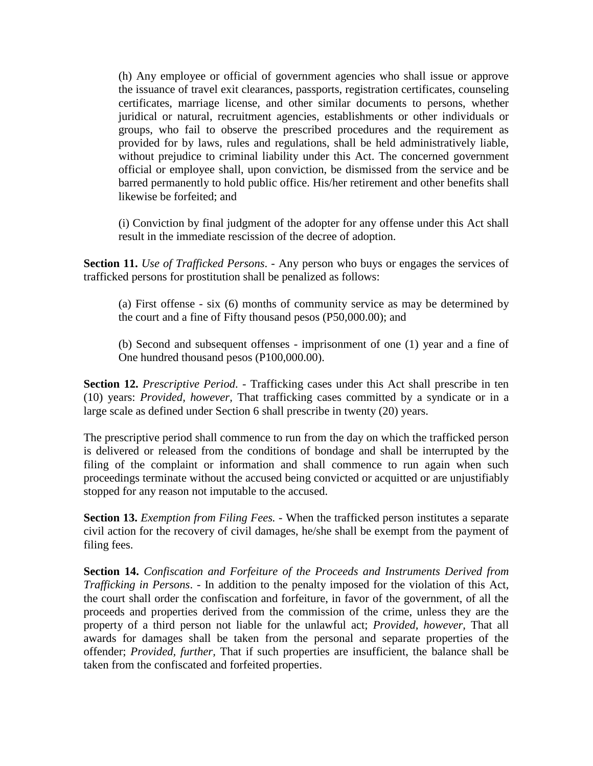(h) Any employee or official of government agencies who shall issue or approve the issuance of travel exit clearances, passports, registration certificates, counseling certificates, marriage license, and other similar documents to persons, whether juridical or natural, recruitment agencies, establishments or other individuals or groups, who fail to observe the prescribed procedures and the requirement as provided for by laws, rules and regulations, shall be held administratively liable, without prejudice to criminal liability under this Act. The concerned government official or employee shall, upon conviction, be dismissed from the service and be barred permanently to hold public office. His/her retirement and other benefits shall likewise be forfeited; and

(i) Conviction by final judgment of the adopter for any offense under this Act shall result in the immediate rescission of the decree of adoption.

**Section 11.** *Use of Trafficked Persons*. - Any person who buys or engages the services of trafficked persons for prostitution shall be penalized as follows:

(a) First offense - six (6) months of community service as may be determined by the court and a fine of Fifty thousand pesos (P50,000.00); and

(b) Second and subsequent offenses - imprisonment of one (1) year and a fine of One hundred thousand pesos (P100,000.00).

**Section 12.** *Prescriptive Period.* - Trafficking cases under this Act shall prescribe in ten (10) years: *Provided, however,* That trafficking cases committed by a syndicate or in a large scale as defined under Section 6 shall prescribe in twenty (20) years.

The prescriptive period shall commence to run from the day on which the trafficked person is delivered or released from the conditions of bondage and shall be interrupted by the filing of the complaint or information and shall commence to run again when such proceedings terminate without the accused being convicted or acquitted or are unjustifiably stopped for any reason not imputable to the accused.

**Section 13.** *Exemption from Filing Fees.* - When the trafficked person institutes a separate civil action for the recovery of civil damages, he/she shall be exempt from the payment of filing fees.

**Section 14.** *Confiscation and Forfeiture of the Proceeds and Instruments Derived from Trafficking in Persons*. - In addition to the penalty imposed for the violation of this Act, the court shall order the confiscation and forfeiture, in favor of the government, of all the proceeds and properties derived from the commission of the crime, unless they are the property of a third person not liable for the unlawful act; *Provided, however,* That all awards for damages shall be taken from the personal and separate properties of the offender; *Provided, further,* That if such properties are insufficient, the balance shall be taken from the confiscated and forfeited properties.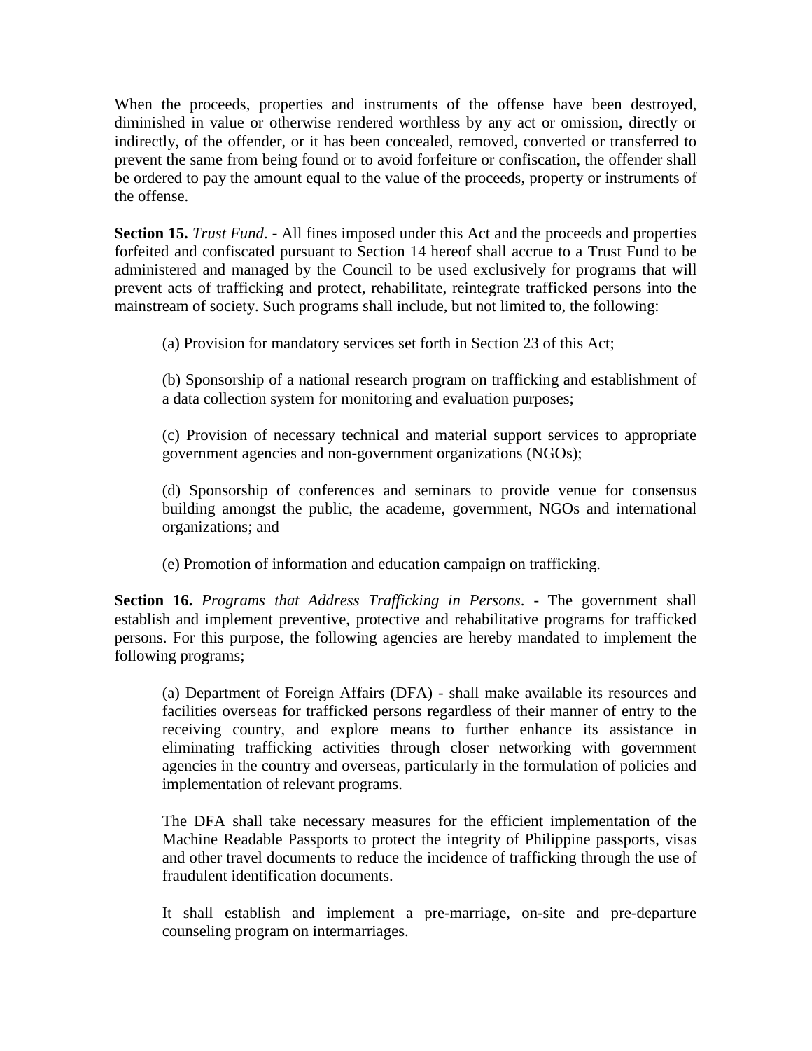When the proceeds, properties and instruments of the offense have been destroyed, diminished in value or otherwise rendered worthless by any act or omission, directly or indirectly, of the offender, or it has been concealed, removed, converted or transferred to prevent the same from being found or to avoid forfeiture or confiscation, the offender shall be ordered to pay the amount equal to the value of the proceeds, property or instruments of the offense.

**Section 15.** *Trust Fund*. - All fines imposed under this Act and the proceeds and properties forfeited and confiscated pursuant to Section 14 hereof shall accrue to a Trust Fund to be administered and managed by the Council to be used exclusively for programs that will prevent acts of trafficking and protect, rehabilitate, reintegrate trafficked persons into the mainstream of society. Such programs shall include, but not limited to, the following:

(a) Provision for mandatory services set forth in Section 23 of this Act;

(b) Sponsorship of a national research program on trafficking and establishment of a data collection system for monitoring and evaluation purposes;

(c) Provision of necessary technical and material support services to appropriate government agencies and non-government organizations (NGOs);

(d) Sponsorship of conferences and seminars to provide venue for consensus building amongst the public, the academe, government, NGOs and international organizations; and

(e) Promotion of information and education campaign on trafficking.

**Section 16.** *Programs that Address Trafficking in Persons*. - The government shall establish and implement preventive, protective and rehabilitative programs for trafficked persons. For this purpose, the following agencies are hereby mandated to implement the following programs;

(a) Department of Foreign Affairs (DFA) - shall make available its resources and facilities overseas for trafficked persons regardless of their manner of entry to the receiving country, and explore means to further enhance its assistance in eliminating trafficking activities through closer networking with government agencies in the country and overseas, particularly in the formulation of policies and implementation of relevant programs.

The DFA shall take necessary measures for the efficient implementation of the Machine Readable Passports to protect the integrity of Philippine passports, visas and other travel documents to reduce the incidence of trafficking through the use of fraudulent identification documents.

It shall establish and implement a pre-marriage, on-site and pre-departure counseling program on intermarriages.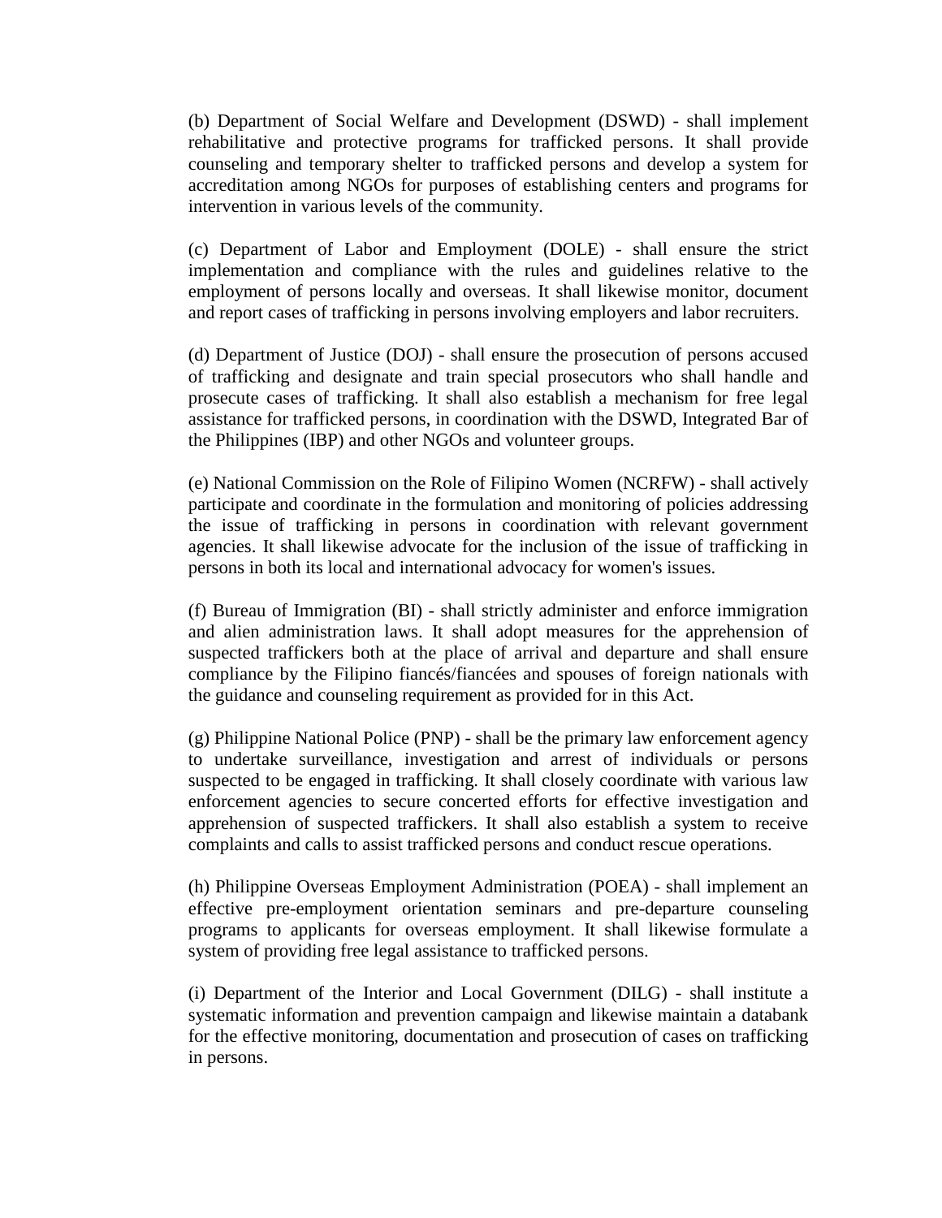(b) Department of Social Welfare and Development (DSWD) - shall implement rehabilitative and protective programs for trafficked persons. It shall provide counseling and temporary shelter to trafficked persons and develop a system for accreditation among NGOs for purposes of establishing centers and programs for intervention in various levels of the community.

(c) Department of Labor and Employment (DOLE) - shall ensure the strict implementation and compliance with the rules and guidelines relative to the employment of persons locally and overseas. It shall likewise monitor, document and report cases of trafficking in persons involving employers and labor recruiters.

(d) Department of Justice (DOJ) - shall ensure the prosecution of persons accused of trafficking and designate and train special prosecutors who shall handle and prosecute cases of trafficking. It shall also establish a mechanism for free legal assistance for trafficked persons, in coordination with the DSWD, Integrated Bar of the Philippines (IBP) and other NGOs and volunteer groups.

(e) National Commission on the Role of Filipino Women (NCRFW) - shall actively participate and coordinate in the formulation and monitoring of policies addressing the issue of trafficking in persons in coordination with relevant government agencies. It shall likewise advocate for the inclusion of the issue of trafficking in persons in both its local and international advocacy for women's issues.

(f) Bureau of Immigration (BI) - shall strictly administer and enforce immigration and alien administration laws. It shall adopt measures for the apprehension of suspected traffickers both at the place of arrival and departure and shall ensure compliance by the Filipino fiancés/fiancées and spouses of foreign nationals with the guidance and counseling requirement as provided for in this Act.

(g) Philippine National Police (PNP) - shall be the primary law enforcement agency to undertake surveillance, investigation and arrest of individuals or persons suspected to be engaged in trafficking. It shall closely coordinate with various law enforcement agencies to secure concerted efforts for effective investigation and apprehension of suspected traffickers. It shall also establish a system to receive complaints and calls to assist trafficked persons and conduct rescue operations.

(h) Philippine Overseas Employment Administration (POEA) - shall implement an effective pre-employment orientation seminars and pre-departure counseling programs to applicants for overseas employment. It shall likewise formulate a system of providing free legal assistance to trafficked persons.

(i) Department of the Interior and Local Government (DILG) - shall institute a systematic information and prevention campaign and likewise maintain a databank for the effective monitoring, documentation and prosecution of cases on trafficking in persons.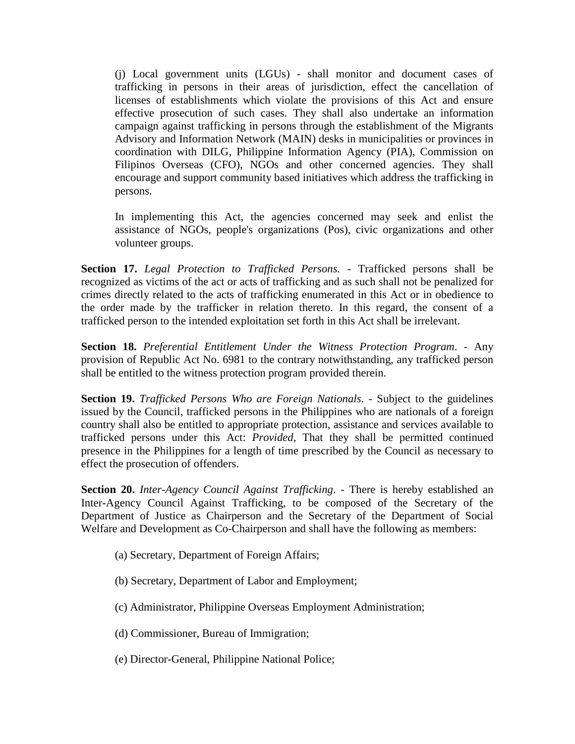(j) Local government units (LGUs) - shall monitor and document cases of trafficking in persons in their areas of jurisdiction, effect the cancellation of licenses of establishments which violate the provisions of this Act and ensure effective prosecution of such cases. They shall also undertake an information campaign against trafficking in persons through the establishment of the Migrants Advisory and Information Network (MAIN) desks in municipalities or provinces in coordination with DILG, Philippine Information Agency (PIA), Commission on Filipinos Overseas (CFO), NGOs and other concerned agencies. They shall encourage and support community based initiatives which address the trafficking in persons.

In implementing this Act, the agencies concerned may seek and enlist the assistance of NGOs, people's organizations (Pos), civic organizations and other volunteer groups.

**Section 17.** *Legal Protection to Trafficked Persons.* - Trafficked persons shall be recognized as victims of the act or acts of trafficking and as such shall not be penalized for crimes directly related to the acts of trafficking enumerated in this Act or in obedience to the order made by the trafficker in relation thereto. In this regard, the consent of a trafficked person to the intended exploitation set forth in this Act shall be irrelevant.

**Section 18.** *Preferential Entitlement Under the Witness Protection Program*. - Any provision of Republic Act No. 6981 to the contrary notwithstanding, any trafficked person shall be entitled to the witness protection program provided therein.

**Section 19.** *Trafficked Persons Who are Foreign Nationals*. - Subject to the guidelines issued by the Council, trafficked persons in the Philippines who are nationals of a foreign country shall also be entitled to appropriate protection, assistance and services available to trafficked persons under this Act: *Provided*, That they shall be permitted continued presence in the Philippines for a length of time prescribed by the Council as necessary to effect the prosecution of offenders.

**Section 20.** *Inter-Agency Council Against Trafficking*. - There is hereby established an Inter-Agency Council Against Trafficking, to be composed of the Secretary of the Department of Justice as Chairperson and the Secretary of the Department of Social Welfare and Development as Co-Chairperson and shall have the following as members:

(a) Secretary, Department of Foreign Affairs;

(b) Secretary, Department of Labor and Employment;

(c) Administrator, Philippine Overseas Employment Administration;

(d) Commissioner, Bureau of Immigration;

(e) Director-General, Philippine National Police;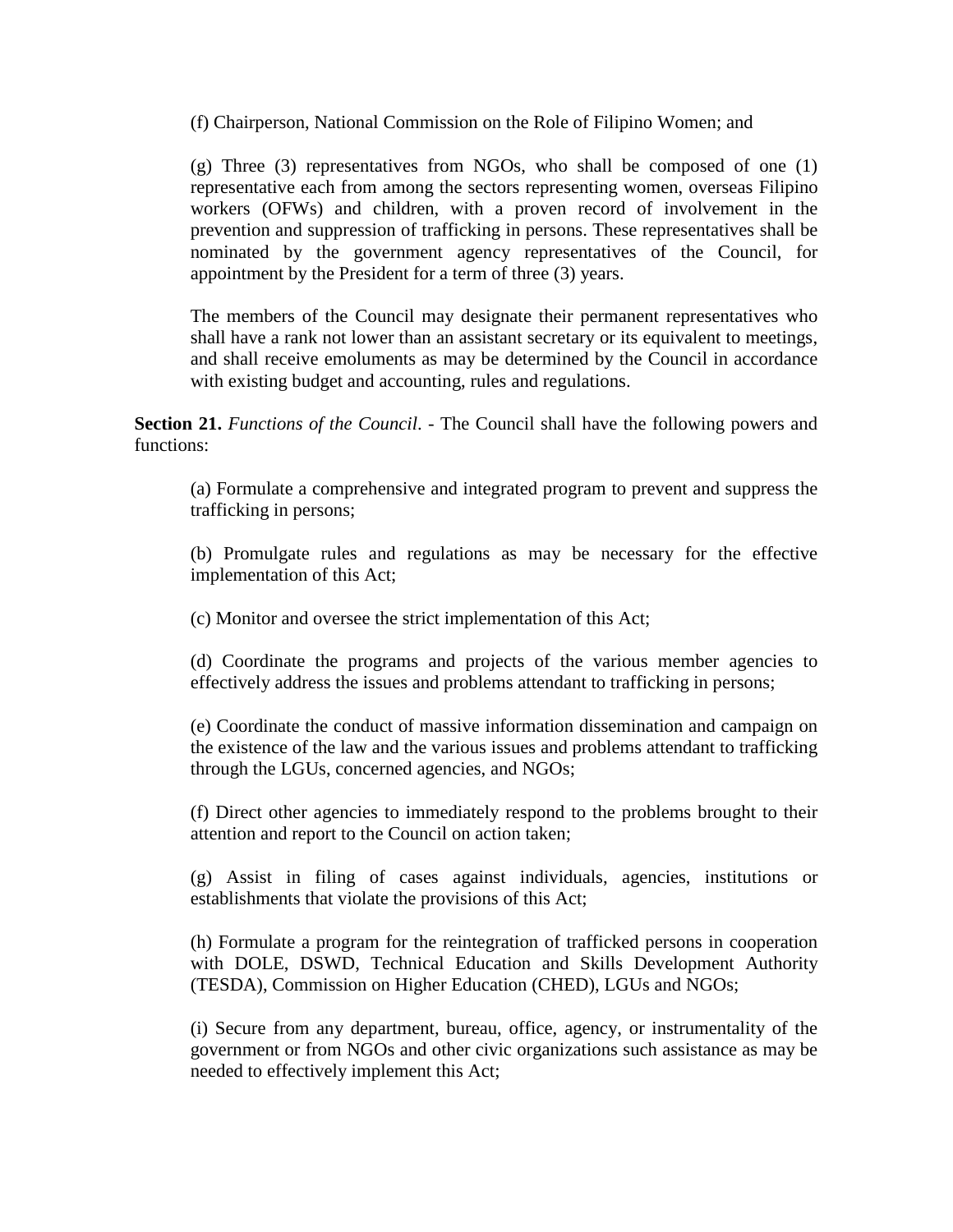(f) Chairperson, National Commission on the Role of Filipino Women; and

(g) Three (3) representatives from NGOs, who shall be composed of one (1) representative each from among the sectors representing women, overseas Filipino workers (OFWs) and children, with a proven record of involvement in the prevention and suppression of trafficking in persons. These representatives shall be nominated by the government agency representatives of the Council, for appointment by the President for a term of three (3) years.

The members of the Council may designate their permanent representatives who shall have a rank not lower than an assistant secretary or its equivalent to meetings, and shall receive emoluments as may be determined by the Council in accordance with existing budget and accounting, rules and regulations.

**Section 21.** *Functions of the Council*. - The Council shall have the following powers and functions:

(a) Formulate a comprehensive and integrated program to prevent and suppress the trafficking in persons;

(b) Promulgate rules and regulations as may be necessary for the effective implementation of this Act;

(c) Monitor and oversee the strict implementation of this Act;

(d) Coordinate the programs and projects of the various member agencies to effectively address the issues and problems attendant to trafficking in persons;

(e) Coordinate the conduct of massive information dissemination and campaign on the existence of the law and the various issues and problems attendant to trafficking through the LGUs, concerned agencies, and NGOs;

(f) Direct other agencies to immediately respond to the problems brought to their attention and report to the Council on action taken;

(g) Assist in filing of cases against individuals, agencies, institutions or establishments that violate the provisions of this Act;

(h) Formulate a program for the reintegration of trafficked persons in cooperation with DOLE, DSWD, Technical Education and Skills Development Authority (TESDA), Commission on Higher Education (CHED), LGUs and NGOs;

(i) Secure from any department, bureau, office, agency, or instrumentality of the government or from NGOs and other civic organizations such assistance as may be needed to effectively implement this Act;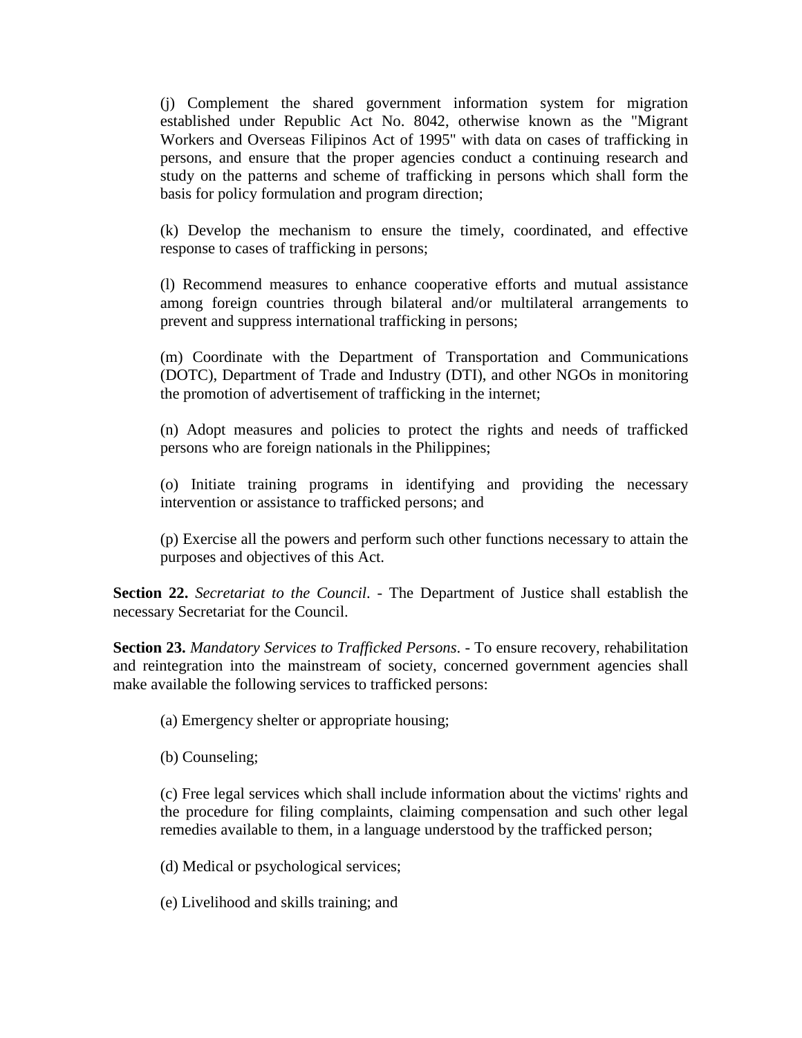(j) Complement the shared government information system for migration established under Republic Act No. 8042, otherwise known as the "Migrant Workers and Overseas Filipinos Act of 1995" with data on cases of trafficking in persons, and ensure that the proper agencies conduct a continuing research and study on the patterns and scheme of trafficking in persons which shall form the basis for policy formulation and program direction;

(k) Develop the mechanism to ensure the timely, coordinated, and effective response to cases of trafficking in persons;

(l) Recommend measures to enhance cooperative efforts and mutual assistance among foreign countries through bilateral and/or multilateral arrangements to prevent and suppress international trafficking in persons;

(m) Coordinate with the Department of Transportation and Communications (DOTC), Department of Trade and Industry (DTI), and other NGOs in monitoring the promotion of advertisement of trafficking in the internet;

(n) Adopt measures and policies to protect the rights and needs of trafficked persons who are foreign nationals in the Philippines;

(o) Initiate training programs in identifying and providing the necessary intervention or assistance to trafficked persons; and

(p) Exercise all the powers and perform such other functions necessary to attain the purposes and objectives of this Act.

**Section 22.** *Secretariat to the Council*. - The Department of Justice shall establish the necessary Secretariat for the Council.

**Section 23.** *Mandatory Services to Trafficked Persons*. - To ensure recovery, rehabilitation and reintegration into the mainstream of society, concerned government agencies shall make available the following services to trafficked persons:

(a) Emergency shelter or appropriate housing;

(b) Counseling;

(c) Free legal services which shall include information about the victims' rights and the procedure for filing complaints, claiming compensation and such other legal remedies available to them, in a language understood by the trafficked person;

(d) Medical or psychological services;

(e) Livelihood and skills training; and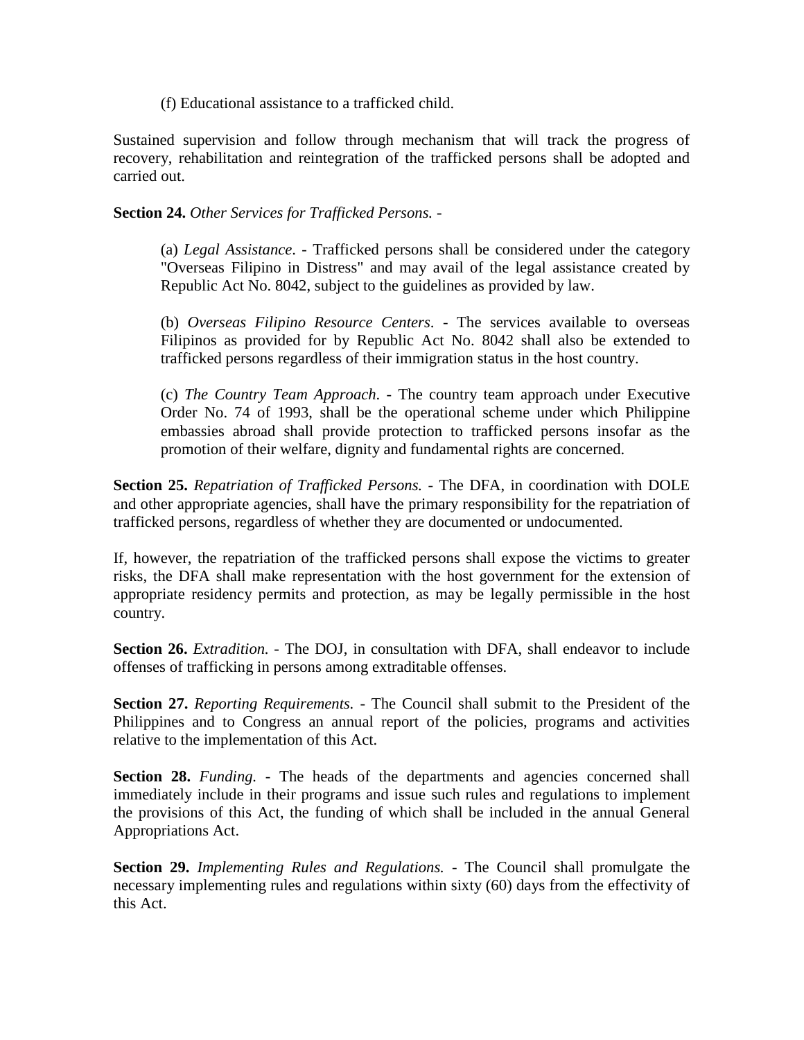(f) Educational assistance to a trafficked child.

Sustained supervision and follow through mechanism that will track the progress of recovery, rehabilitation and reintegration of the trafficked persons shall be adopted and carried out.

**Section 24.** *Other Services for Trafficked Persons.* -

(a) *Legal Assistance*. - Trafficked persons shall be considered under the category "Overseas Filipino in Distress" and may avail of the legal assistance created by Republic Act No. 8042, subject to the guidelines as provided by law.

(b) *Overseas Filipino Resource Centers*. - The services available to overseas Filipinos as provided for by Republic Act No. 8042 shall also be extended to trafficked persons regardless of their immigration status in the host country.

(c) *The Country Team Approach*. - The country team approach under Executive Order No. 74 of 1993, shall be the operational scheme under which Philippine embassies abroad shall provide protection to trafficked persons insofar as the promotion of their welfare, dignity and fundamental rights are concerned.

**Section 25.** *Repatriation of Trafficked Persons.* - The DFA, in coordination with DOLE and other appropriate agencies, shall have the primary responsibility for the repatriation of trafficked persons, regardless of whether they are documented or undocumented.

If, however, the repatriation of the trafficked persons shall expose the victims to greater risks, the DFA shall make representation with the host government for the extension of appropriate residency permits and protection, as may be legally permissible in the host country.

**Section 26.** *Extradition.* - The DOJ, in consultation with DFA, shall endeavor to include offenses of trafficking in persons among extraditable offenses.

**Section 27.** *Reporting Requirements.* - The Council shall submit to the President of the Philippines and to Congress an annual report of the policies, programs and activities relative to the implementation of this Act.

**Section 28.** *Funding.* - The heads of the departments and agencies concerned shall immediately include in their programs and issue such rules and regulations to implement the provisions of this Act, the funding of which shall be included in the annual General Appropriations Act.

**Section 29.** *Implementing Rules and Regulations.* - The Council shall promulgate the necessary implementing rules and regulations within sixty (60) days from the effectivity of this Act.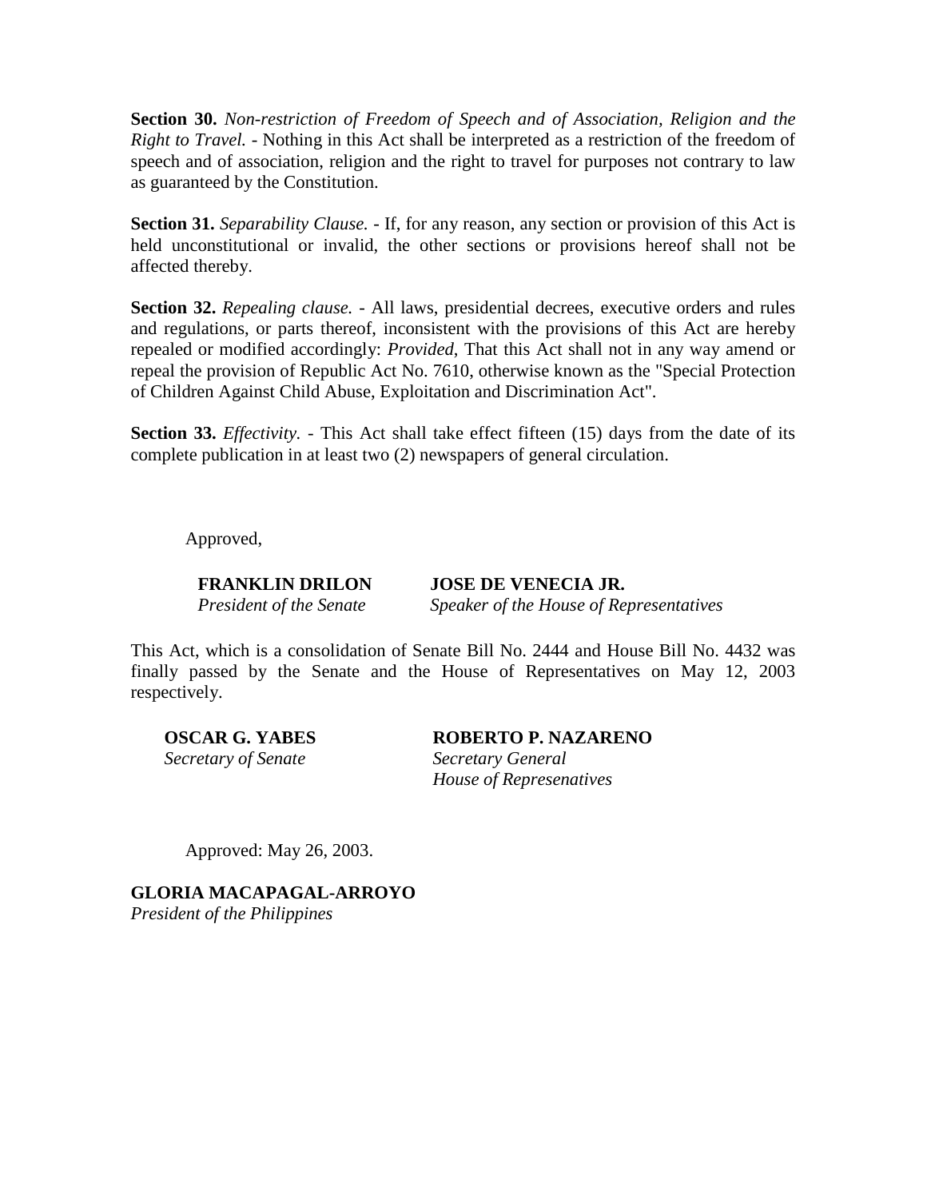**Section 30.** *Non-restriction of Freedom of Speech and of Association, Religion and the Right to Travel.* - Nothing in this Act shall be interpreted as a restriction of the freedom of speech and of association, religion and the right to travel for purposes not contrary to law as guaranteed by the Constitution.

**Section 31.** *Separability Clause.* - If, for any reason, any section or provision of this Act is held unconstitutional or invalid, the other sections or provisions hereof shall not be affected thereby.

**Section 32.** *Repealing clause.* - All laws, presidential decrees, executive orders and rules and regulations, or parts thereof, inconsistent with the provisions of this Act are hereby repealed or modified accordingly: *Provided*, That this Act shall not in any way amend or repeal the provision of Republic Act No. 7610, otherwise known as the "Special Protection of Children Against Child Abuse, Exploitation and Discrimination Act".

**Section 33.** *Effectivity.* - This Act shall take effect fifteen (15) days from the date of its complete publication in at least two (2) newspapers of general circulation.

Approved,

**FRANKLIN DRILON**
*President of the Senate*

**JOSE DE VENECIA JR.**
*Speaker of the House of Representatives*

This Act, which is a consolidation of Senate Bill No. 2444 and House Bill No. 4432 was finally passed by the Senate and the House of Representatives on May 12, 2003 respectively.

**OSCAR G. YABES**
*Secretary of Senate*

**ROBERTO P. NAZARENO**
*Secretary General*
*House of Represenatives*

Approved: May 26, 2003.

**GLORIA MACAPAGAL-ARROYO**
*President of the Philippines*